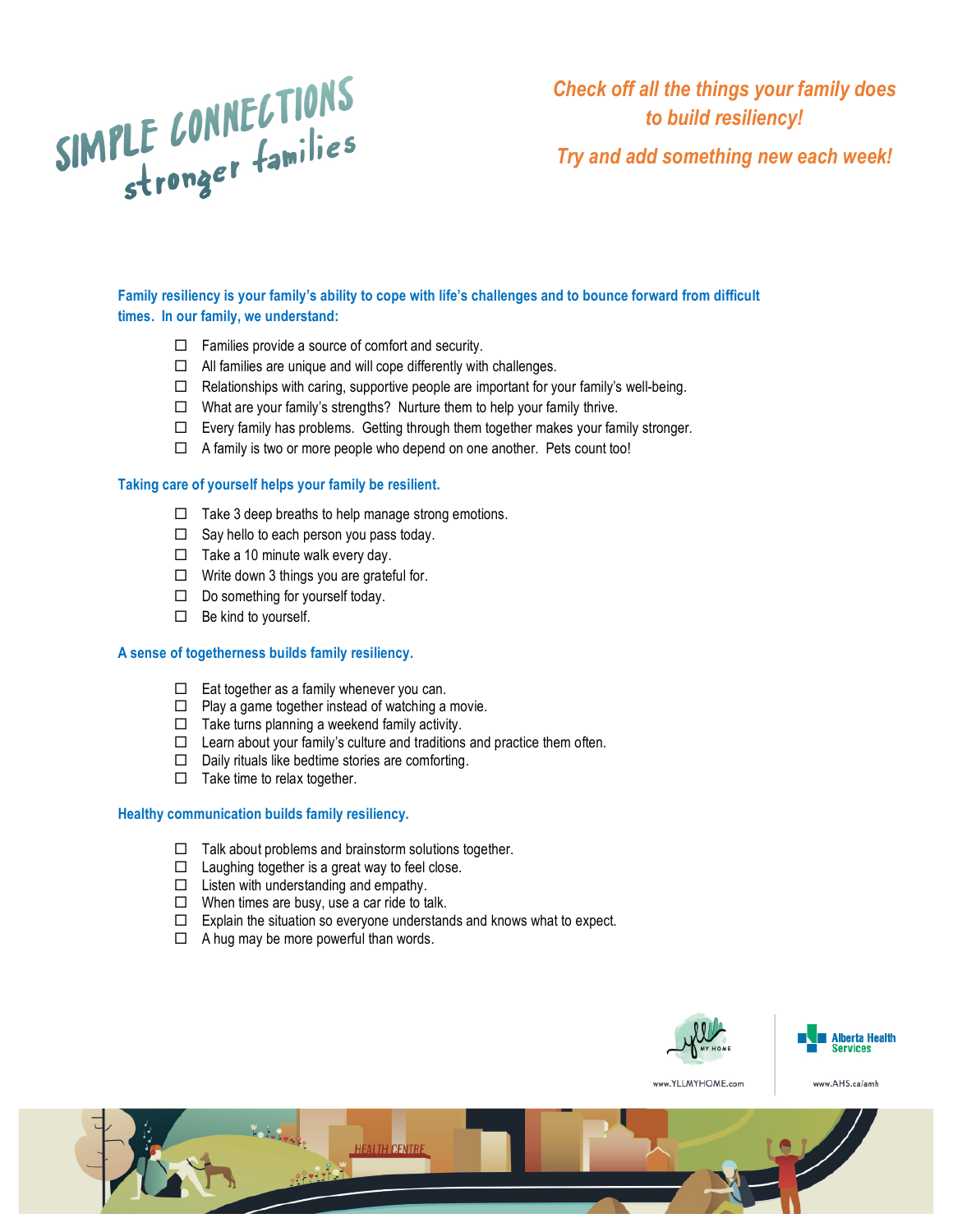# SIMPLE CONNECTIONS stronger families

*Check off all the things your family does to build resiliency!*

*Try and add something new each week!*

**Family resiliency is your family's ability to cope with life's challenges and to bounce forward from difficult times. In our family, we understand:**

- ☐ Families provide a source of comfort and security.
- ☐ All families are unique and will cope differently with challenges.
- ☐ Relationships with caring, supportive people are important for your family's well-being.
- ☐ What are your family's strengths? Nurture them to help your family thrive.
- ☐ Every family has problems. Getting through them together makes your family stronger.
- ☐ A family is two or more people who depend on one another. Pets count too!

**Taking care of yourself helps your family be resilient.**

- ☐ Take 3 deep breaths to help manage strong emotions.
- ☐ Say hello to each person you pass today.
- ☐ Take a 10 minute walk every day.
- ☐ Write down 3 things you are grateful for.
- ☐ Do something for yourself today.
- ☐ Be kind to yourself.

**A sense of togetherness builds family resiliency.**

- ☐ Eat together as a family whenever you can.
- ☐ Play a game together instead of watching a movie.
- ☐ Take turns planning a weekend family activity.
- ☐ Learn about your family's culture and traditions and practice them often.
- ☐ Daily rituals like bedtime stories are comforting.
- ☐ Take time to relax together.

**Healthy communication builds family resiliency.**

- ☐ Talk about problems and brainstorm solutions together.
- ☐ Laughing together is a great way to feel close.
- ☐ Listen with understanding and empathy.
- ☐ When times are busy, use a car ride to talk.
- ☐ Explain the situation so everyone understands and knows what to expect.
- ☐ A hug may be more powerful than words.

www.YLLMYHOME.com | Alberta Health Services www.AHS.ca/amh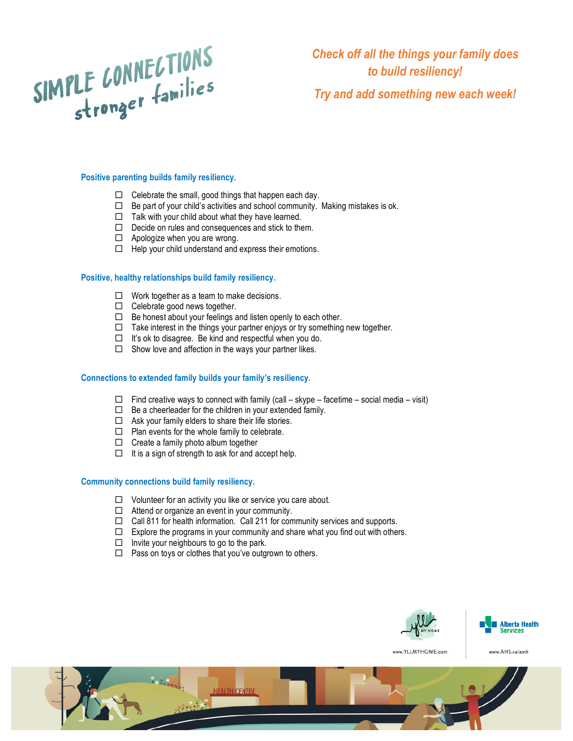# SIMPLE CONNECTIONS stronger families

*Check off all the things your family does to build resiliency!*

*Try and add something new each week!*

### Positive parenting builds family resiliency.

- ☐ Celebrate the small, good things that happen each day.
- ☐ Be part of your child's activities and school community. Making mistakes is ok.
- ☐ Talk with your child about what they have learned.
- ☐ Decide on rules and consequences and stick to them.
- ☐ Apologize when you are wrong.
- ☐ Help your child understand and express their emotions.

### Positive, healthy relationships build family resiliency.

- ☐ Work together as a team to make decisions.
- ☐ Celebrate good news together.
- ☐ Be honest about your feelings and listen openly to each other.
- ☐ Take interest in the things your partner enjoys or try something new together.
- ☐ It's ok to disagree. Be kind and respectful when you do.
- ☐ Show love and affection in the ways your partner likes.

### Connections to extended family builds your family's resiliency.

- ☐ Find creative ways to connect with family (call – skype – facetime – social media – visit)
- ☐ Be a cheerleader for the children in your extended family.
- ☐ Ask your family elders to share their life stories.
- ☐ Plan events for the whole family to celebrate.
- ☐ Create a family photo album together
- ☐ It is a sign of strength to ask for and accept help.

### Community connections build family resiliency.

- ☐ Volunteer for an activity you like or service you care about.
- ☐ Attend or organize an event in your community.
- ☐ Call 811 for health information. Call 211 for community services and supports.
- ☐ Explore the programs in your community and share what you find out with others.
- ☐ Invite your neighbours to go to the park.
- ☐ Pass on toys or clothes that you've outgrown to others.

www.YLLMYHOME.com

Alberta Health Services

www.AHS.ca/amh